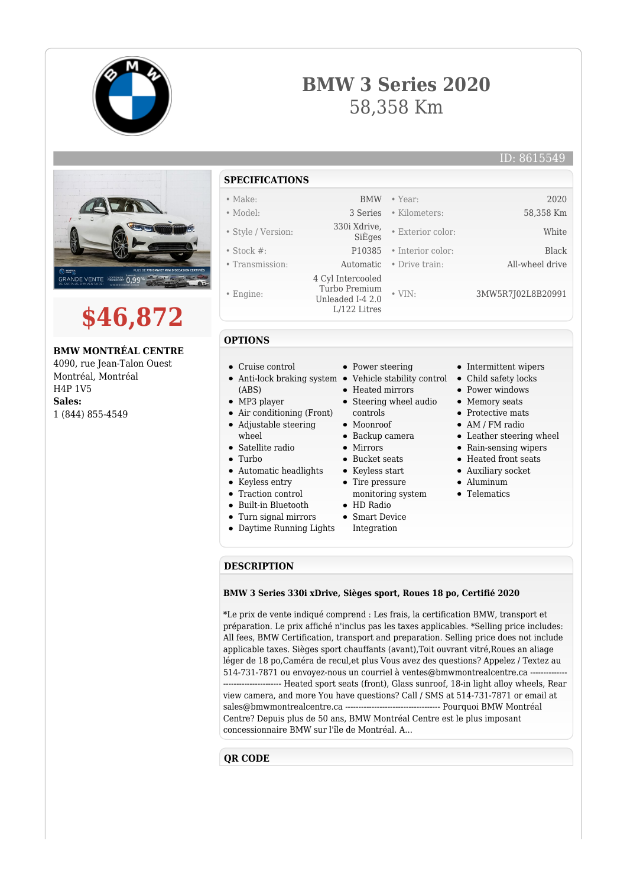# BMW 3 Series 2020

58,358 Km

ID: 8615549

## $46,872

**BMW MONTRÉAL CENTRE**
4090, rue Jean-Talon Ouest
Montréal, Montréal
H4P 1V5
**Sales:**
1 (844) 855-4549

## SPECIFICATIONS

| | | | |
|---|---|---|---|
| • Make: | BMW | • Year: | 2020 |
| • Model: | 3 Series | • Kilometers: | 58,358 Km |
| • Style / Version: | 330i Xdrive, SiÈges | • Exterior color: | White |
| • Stock #: | P10385 | • Interior color: | Black |
| • Transmission: | Automatic | • Drive train: | All-wheel drive |
| • Engine: | 4 Cyl Intercooled Turbo Premium Unleaded I-4 2.0 L/122 Litres | • VIN: | 3MW5R7J02L8B20991 |

## OPTIONS

- Cruise control
- Anti-lock braking system (ABS)
- MP3 player
- Air conditioning (Front)
- Adjustable steering wheel
- Satellite radio
- Turbo
- Automatic headlights
- Keyless entry
- Traction control
- Built-in Bluetooth
- Turn signal mirrors
- Daytime Running Lights
- Power steering
- Vehicle stability control
- Heated mirrors
- Steering wheel audio controls
- Moonroof
- Backup camera
- Mirrors
- Bucket seats
- Keyless start
- Tire pressure monitoring system
- HD Radio
- Smart Device Integration
- Intermittent wipers
- Child safety locks
- Power windows
- Memory seats
- Protective mats
- AM / FM radio
- Leather steering wheel
- Rain-sensing wipers
- Heated front seats
- Auxiliary socket
- Aluminum
- Telematics

## DESCRIPTION

**BMW 3 Series 330i xDrive, Sièges sport, Roues 18 po, Certifié 2020**

*Le prix de vente indiqué comprend : Les frais, la certification BMW, transport et préparation. Le prix affiché n'inclus pas les taxes applicables. *Selling price includes: All fees, BMW Certification, transport and preparation. Selling price does not include applicable taxes. Sièges sport chauffants (avant),Toit ouvrant vitré,Roues an aliage léger de 18 po,Caméra de recul,et plus Vous avez des questions? Appelez / Textez au 514-731-7871 ou envoyez-nous un courriel à ventes@bmwmontrealcentre.ca ----------------------------------- Heated sport seats (front), Glass sunroof, 18-in light alloy wheels, Rear view camera, and more You have questions? Call / SMS at 514-731-7871 or email at sales@bmwmontrealcentre.ca ----------------------------------- Pourquoi BMW Montréal Centre? Depuis plus de 50 ans, BMW Montréal Centre est le plus imposant concessionnaire BMW sur l'île de Montréal. A...

## QR CODE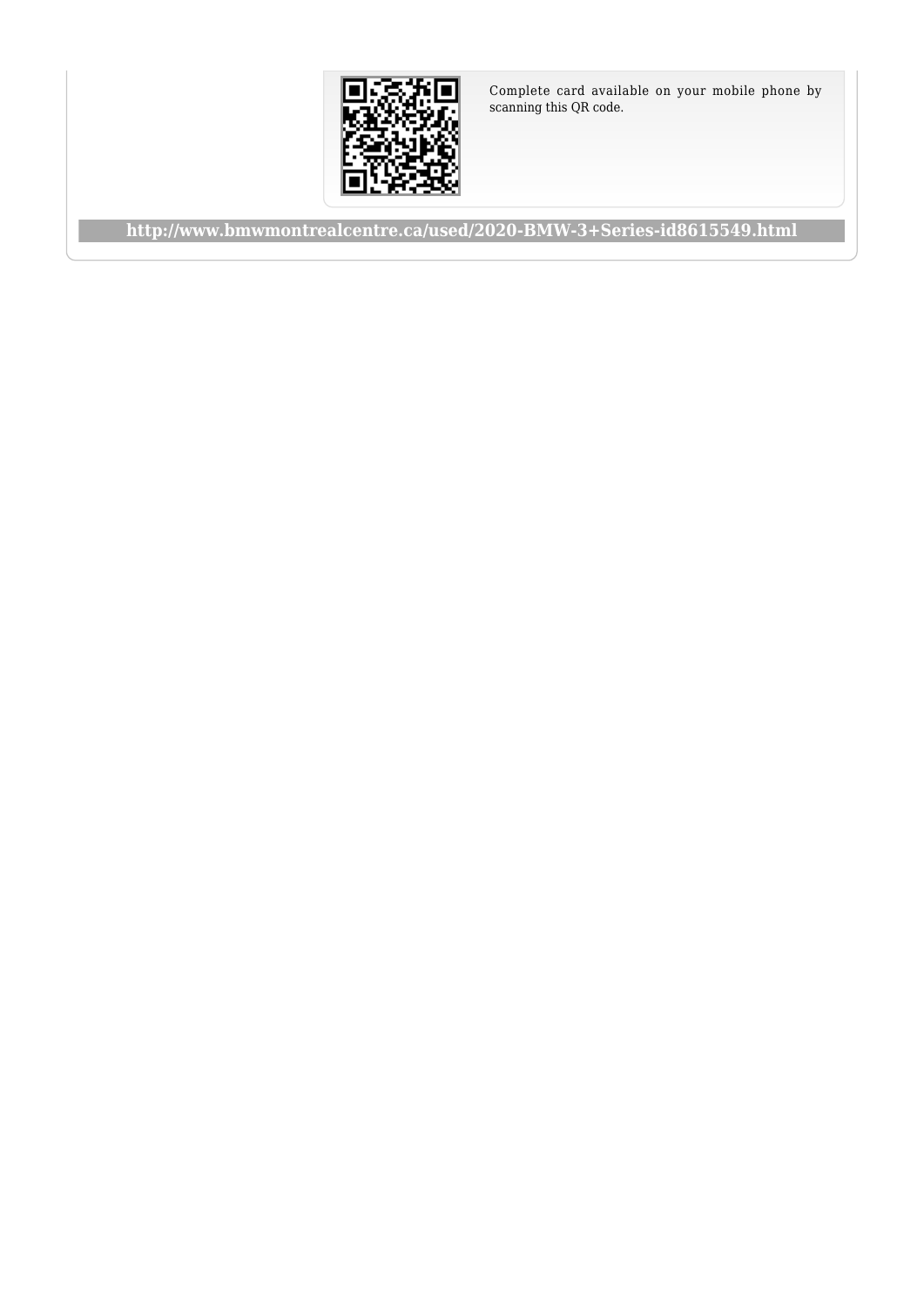Complete card available on your mobile phone by scanning this QR code.

**http://www.bmwmontrealcentre.ca/used/2020-BMW-3+Series-id8615549.html**